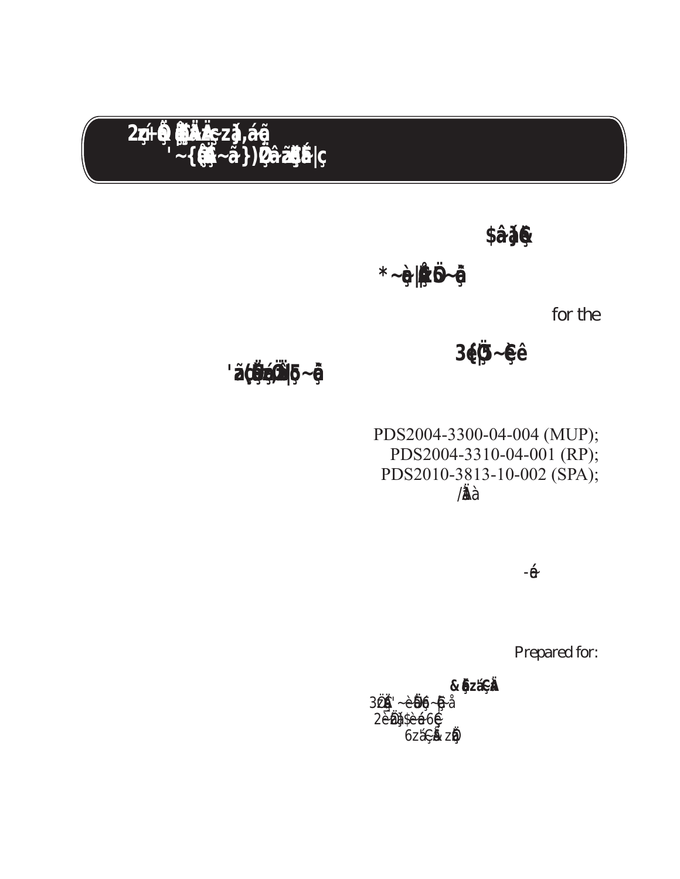for the

PDS2004-3300-04-004 (MUP);
PDS2004-3310-04-001 (RP);
PDS2010-3813-10-002 (SPA);

Prepared for: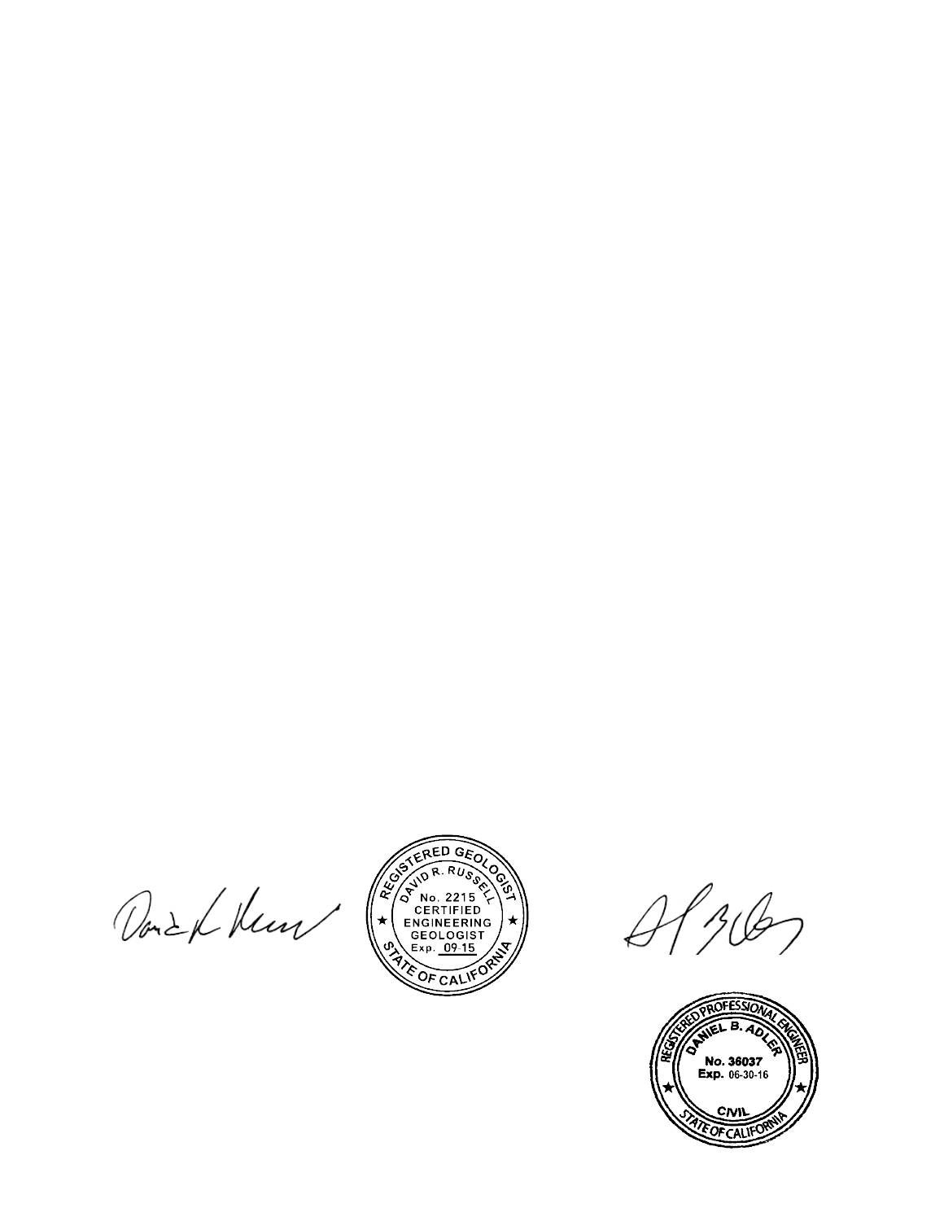REGISTERED GEOLOGIST
DAVID R. RUSSELL
No. 2215
CERTIFIED
ENGINEERING
GEOLOGIST
Exp. 09-15
STATE OF CALIFORNIA

REGISTERED PROFESSIONAL ENGINEER
DANIEL B. ADLER
No. 36037
Exp. 06-30-16
CIVIL
STATE OF CALIFORNIA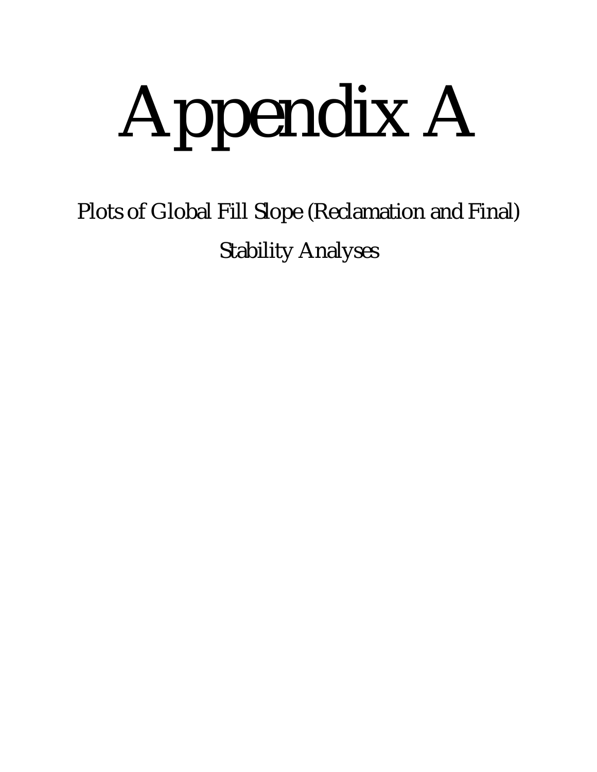# Appendix A

Plots of Global Fill Slope (Reclamation and Final)

Stability Analyses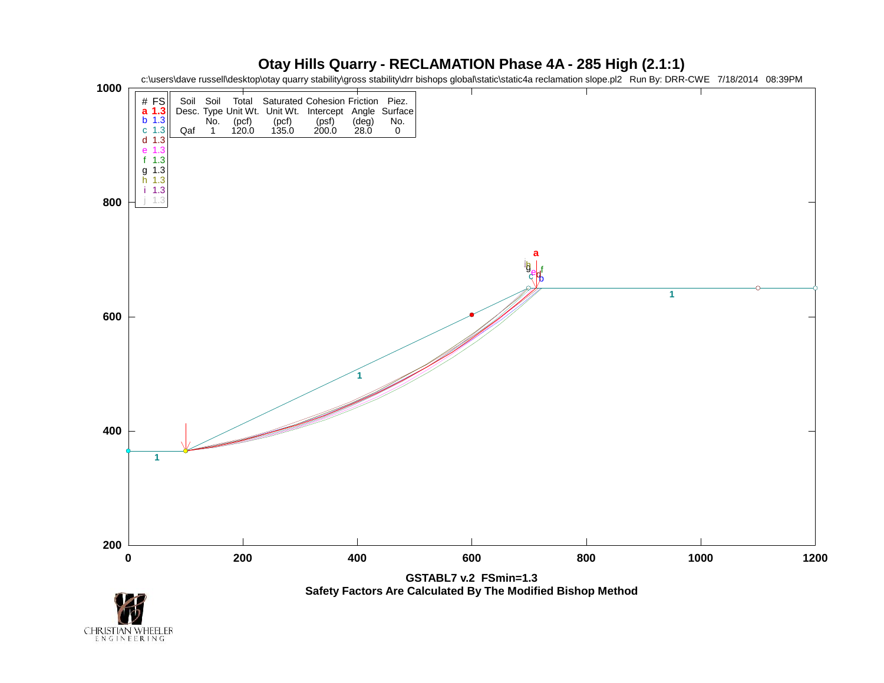# Otay Hills Quarry - RECLAMATION Phase 4A - 285 High (2.1:1)

c:\users\dave russell\desktop\otay quarry stability\gross stability\drr bishops global\static\static4a reclamation slope.pl2 Run By: DRR-CWE 7/18/2014 08:39PM

| # | FS |
|---|---|
| a | 1.3 |
| b | 1.3 |
| c | 1.3 |
| d | 1.3 |
| e | 1.3 |
| f | 1.3 |
| g | 1.3 |
| h | 1.3 |
| i | 1.3 |
| j | 1.3 |

| Soil Desc. | Soil Type No. | Total Unit Wt. (pcf) | Saturated Unit Wt. (pcf) | Cohesion Intercept (psf) | Friction Angle (deg) | Piez. Surface No. |
|---|---|---|---|---|---|---|
| Qaf | 1 | 120.0 | 135.0 | 200.0 | 28.0 | 0 |

**GSTABL7 v.2 FSmin=1.3**

**Safety Factors Are Calculated By The Modified Bishop Method**

CHRISTIAN WHEELER ENGINEERING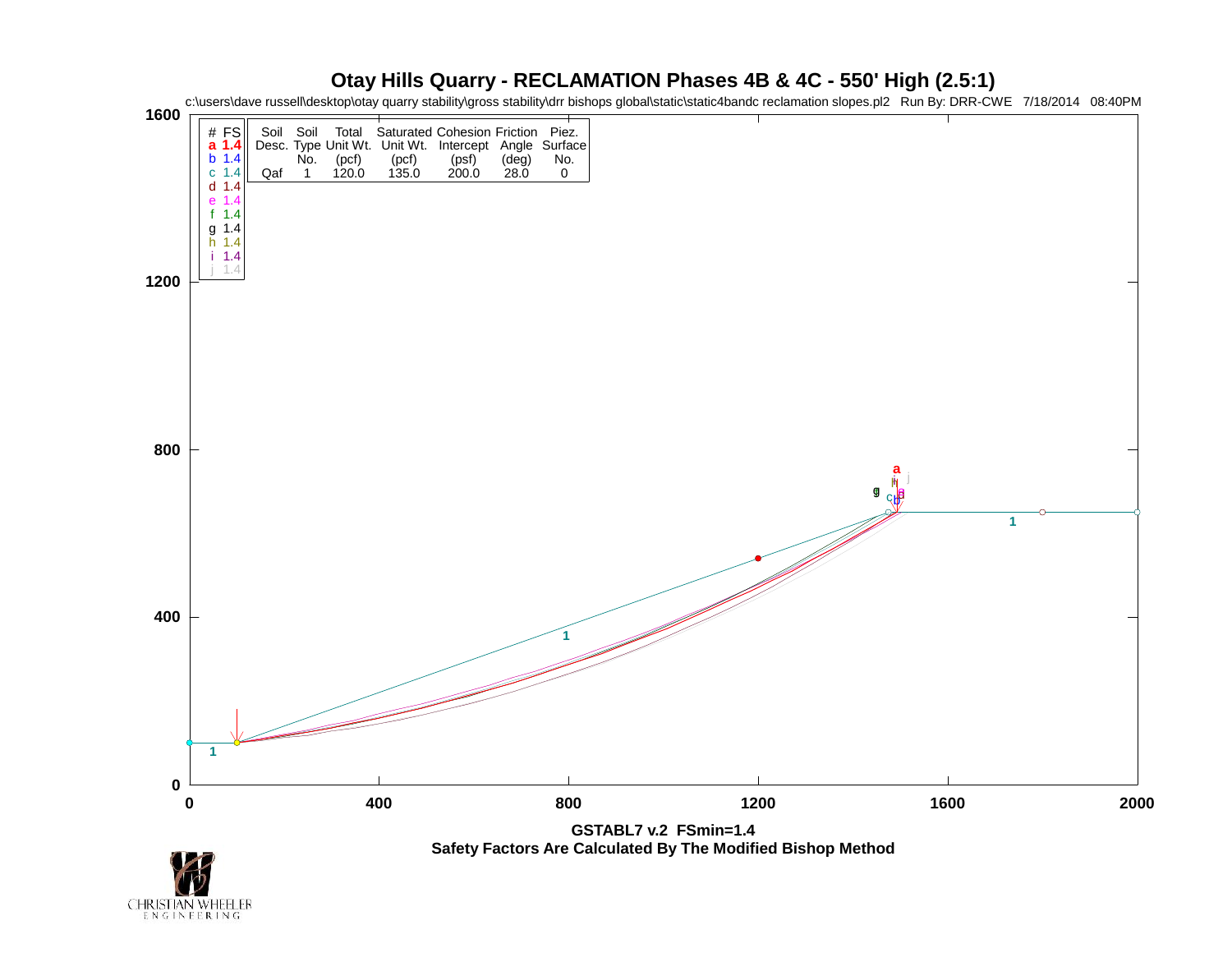# Otay Hills Quarry - RECLAMATION Phases 4B & 4C - 550' High (2.5:1)

c:\users\dave russell\desktop\otay quarry stability\gross stability\drr bishops global\static\static4bandc reclamation slopes.pl2 Run By: DRR-CWE 7/18/2014 08:40PM

| # | FS |
|---|---|
| a | 1.4 |
| b | 1.4 |
| c | 1.4 |
| d | 1.4 |
| e | 1.4 |
| f | 1.4 |
| g | 1.4 |
| h | 1.4 |
| i | 1.4 |
| j | 1.4 |

| Soil Desc. | Soil Type No. | Total Unit Wt. (pcf) | Saturated Unit Wt. (pcf) | Cohesion Intercept (psf) | Friction Angle (deg) | Piez. Surface No. |
|---|---|---|---|---|---|---|
| Qaf | 1 | 120.0 | 135.0 | 200.0 | 28.0 | 0 |

GSTABL7 v.2 FSmin=1.4

Safety Factors Are Calculated By The Modified Bishop Method

CHRISTIAN WHEELER ENGINEERING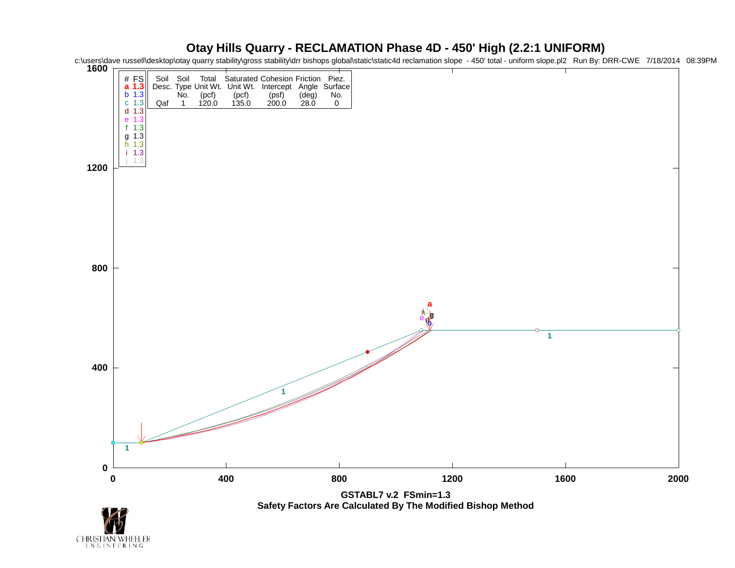# Otay Hills Quarry - RECLAMATION Phase 4D - 450' High (2.2:1 UNIFORM)

c:\users\dave russell\desktop\otay quarry stability\gross stability\drr bishops global\static\static4d reclamation slope - 450' total - uniform slope.pl2 Run By: DRR-CWE 7/18/2014 08:39PM

| # | FS |
|---|---|
| a | **1.3** |
| b | 1.3 |
| c | 1.3 |
| d | 1.3 |
| e | 1.3 |
| f | 1.3 |
| g | 1.3 |
| h | 1.3 |
| i | 1.3 |
| j | 1.3 |

| Soil Desc. | Soil Type No. | Total Unit Wt. (pcf) | Saturated Unit Wt. (pcf) | Cohesion Intercept (psf) | Friction Angle (deg) | Piez. Surface No. |
|---|---|---|---|---|---|---|
| Qaf | 1 | 120.0 | 135.0 | 200.0 | 28.0 | 0 |

**GSTABL7 v.2 FSmin=1.3**

**Safety Factors Are Calculated By The Modified Bishop Method**

CHRISTIAN WHEELER ENGINEERING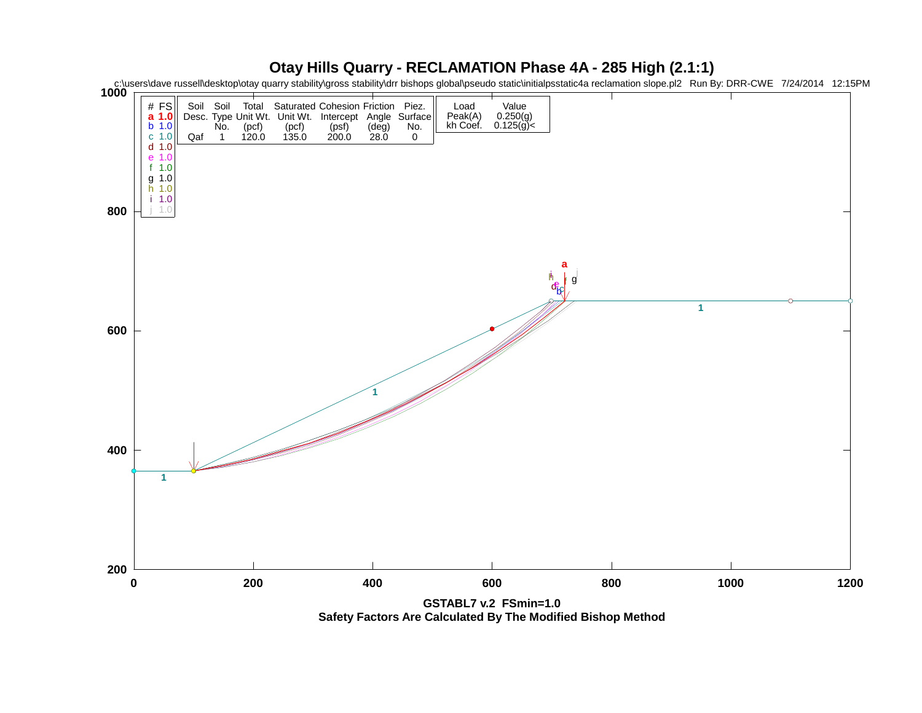# Otay Hills Quarry - RECLAMATION Phase 4A - 285 High (2.1:1)

c:\users\dave russell\desktop\otay quarry stability\gross stability\drr bishops global\pseudo static\initialpsstatic4a reclamation slope.pl2 Run By: DRR-CWE 7/24/2014 12:15PM

| # | FS |
|---|---|
| a | 1.0 |
| b | 1.0 |
| c | 1.0 |
| d | 1.0 |
| e | 1.0 |
| f | 1.0 |
| g | 1.0 |
| h | 1.0 |
| i | 1.0 |
| j | 1.0 |

| Soil Desc. | Soil Type No. | Total Unit Wt. (pcf) | Saturated Unit Wt. (pcf) | Cohesion Intercept (psf) | Friction Angle (deg) | Piez. Surface No. |
|---|---|---|---|---|---|---|
| Qaf | 1 | 120.0 | 135.0 | 200.0 | 28.0 | 0 |

| Load | Value |
|---|---|
| Peak(A) | 0.250(g) |
| kh Coef. | 0.125(g)< |

GSTABL7 v.2 FSmin=1.0

**Safety Factors Are Calculated By The Modified Bishop Method**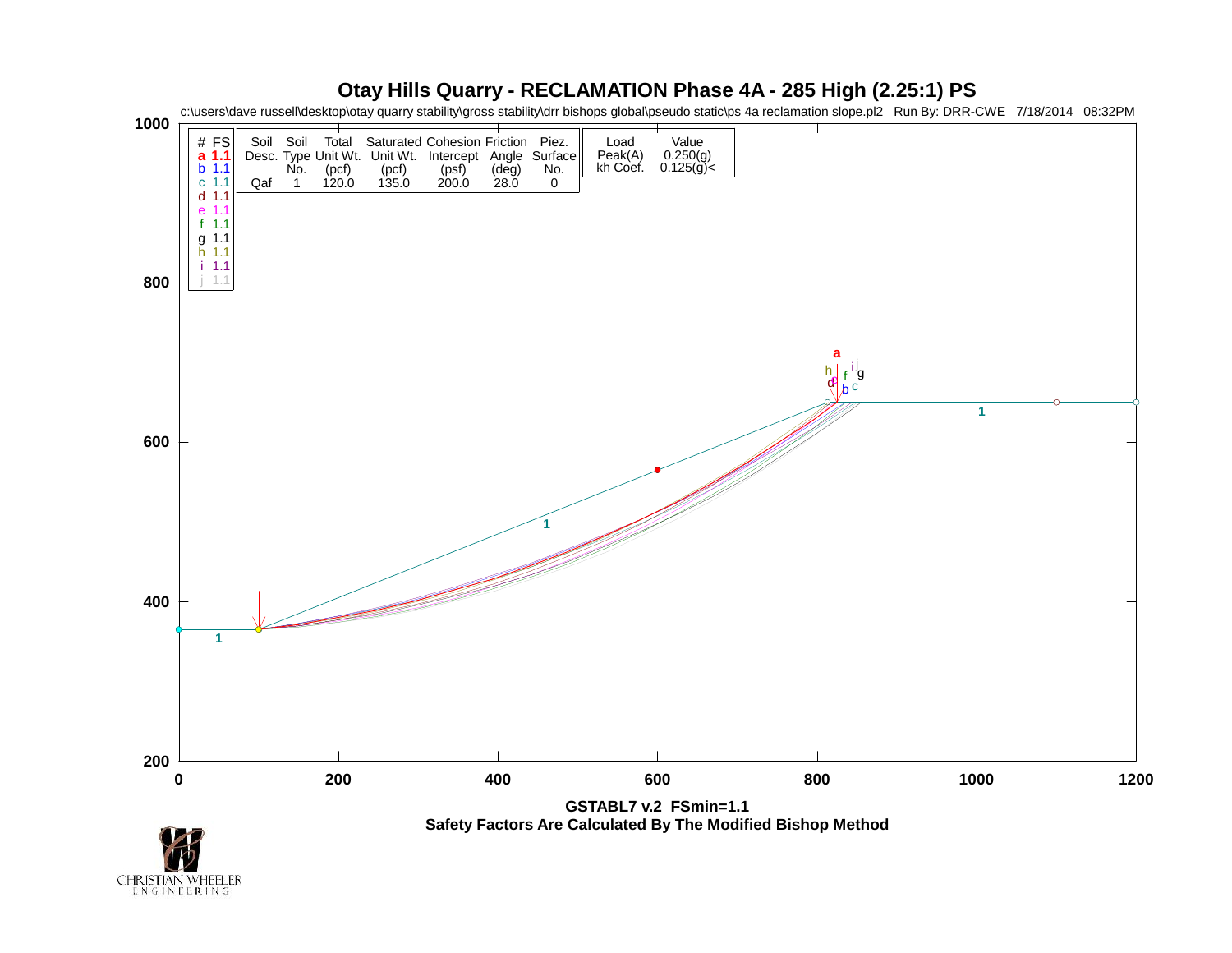# Otay Hills Quarry - RECLAMATION Phase 4A - 285 High (2.25:1) PS

c:\users\dave russell\desktop\otay quarry stability\gross stability\drr bishops global\pseudo static\ps 4a reclamation slope.pl2 Run By: DRR-CWE 7/18/2014 08:32PM

| # | FS |
|---|---|
| a | **1.1** |
| b | 1.1 |
| c | 1.1 |
| d | 1.1 |
| e | 1.1 |
| f | 1.1 |
| g | 1.1 |
| h | 1.1 |
| i | 1.1 |
| j | 1.1 |

| Soil Desc. | Soil Type No. | Total Unit Wt. (pcf) | Saturated Unit Wt. (pcf) | Cohesion Intercept (psf) | Friction Angle (deg) | Piez. Surface No. |
|---|---|---|---|---|---|---|
| Qaf | 1 | 120.0 | 135.0 | 200.0 | 28.0 | 0 |

| Load | Value |
|---|---|
| Peak(A) | 0.250(g) |
| kh Coef. | 0.125(g)< |

**GSTABL7 v.2 FSmin=1.1**

**Safety Factors Are Calculated By The Modified Bishop Method**

CHRISTIAN WHEELER ENGINEERING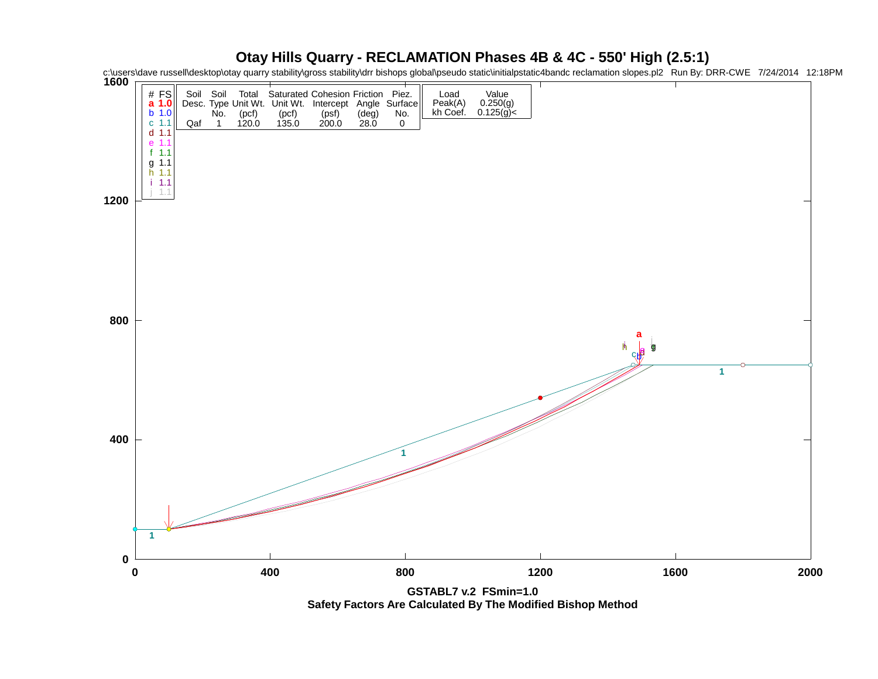# Otay Hills Quarry - RECLAMATION Phases 4B & 4C - 550' High (2.5:1)

c:\users\dave russell\desktop\otay quarry stability\gross stability\drr bishops global\pseudo static\initialpstatic4bandc reclamation slopes.pl2 Run By: DRR-CWE 7/24/2014 12:18PM

| # | FS |
|---|---|
| a | 1.0 |
| b | 1.0 |
| c | 1.1 |
| d | 1.1 |
| e | 1.1 |
| f | 1.1 |
| g | 1.1 |
| h | 1.1 |
| i | 1.1 |
| j | 1.1 |

| Soil Desc. | Soil Type No. | Total Unit Wt. (pcf) | Saturated Unit Wt. (pcf) | Cohesion Intercept (psf) | Friction Angle (deg) | Piez. Surface No. |
|---|---|---|---|---|---|---|
| Qaf | 1 | 120.0 | 135.0 | 200.0 | 28.0 | 0 |

| Load | Value |
|---|---|
| Peak(A) | 0.250(g) |
| kh Coef. | 0.125(g)< |

GSTABL7 v.2 FSmin=1.0

Safety Factors Are Calculated By The Modified Bishop Method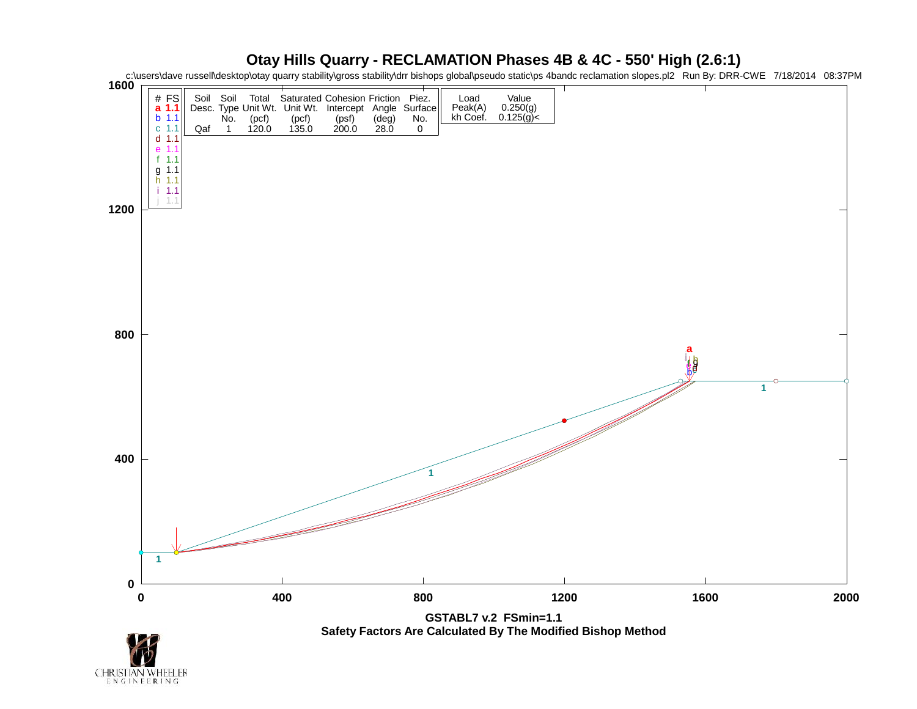# Otay Hills Quarry - RECLAMATION Phases 4B & 4C - 550' High (2.6:1)

c:\users\dave russell\desktop\otay quarry stability\gross stability\drr bishops global\pseudo static\ps 4bandc reclamation slopes.pl2 Run By: DRR-CWE 7/18/2014 08:37PM

| # | FS |
|---|---|
| a | 1.1 |
| b | 1.1 |
| c | 1.1 |
| d | 1.1 |
| e | 1.1 |
| f | 1.1 |
| g | 1.1 |
| h | 1.1 |
| i | 1.1 |
| j | 1.1 |

| Soil Desc. | Soil Type No. | Total Unit Wt. (pcf) | Saturated Unit Wt. (pcf) | Cohesion Intercept (psf) | Friction Angle (deg) | Piez. Surface No. |
|---|---|---|---|---|---|---|
| Qaf | 1 | 120.0 | 135.0 | 200.0 | 28.0 | 0 |

| Load | Value |
|---|---|
| Peak(A) | 0.250(g) |
| kh Coef. | 0.125(g)< |

GSTABL7 v.2 FSmin=1.1

Safety Factors Are Calculated By The Modified Bishop Method

CHRISTIAN WHEELER ENGINEERING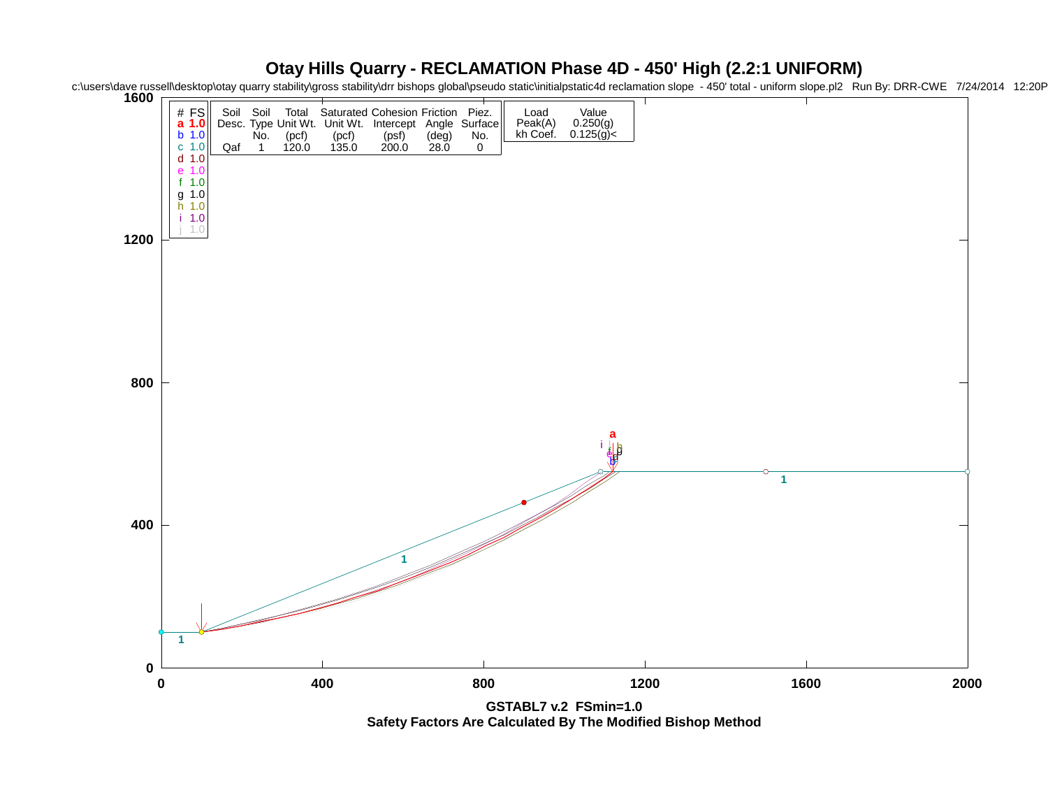# Otay Hills Quarry - RECLAMATION Phase 4D - 450' High (2.2:1 UNIFORM)

c:\users\dave russell\desktop\otay quarry stability\gross stability\drr bishops global\pseudo static\initialpstatic4d reclamation slope - 450' total - uniform slope.pl2 Run By: DRR-CWE 7/24/2014 12:20P

| # | FS |
|---|---|
| a | 1.0 |
| b | 1.0 |
| c | 1.0 |
| d | 1.0 |
| e | 1.0 |
| f | 1.0 |
| g | 1.0 |
| h | 1.0 |
| i | 1.0 |
| j | 1.0 |

| Soil Desc. | Soil Type No. | Total Unit Wt. (pcf) | Saturated Unit Wt. (pcf) | Cohesion Intercept (psf) | Friction Angle (deg) | Piez. Surface No. |
|---|---|---|---|---|---|---|
| Qaf | 1 | 120.0 | 135.0 | 200.0 | 28.0 | 0 |

| Load | Value |
|---|---|
| Peak(A) | 0.250(g) |
| kh Coef. | 0.125(g)< |

GSTABL7 v.2 FSmin=1.0

Safety Factors Are Calculated By The Modified Bishop Method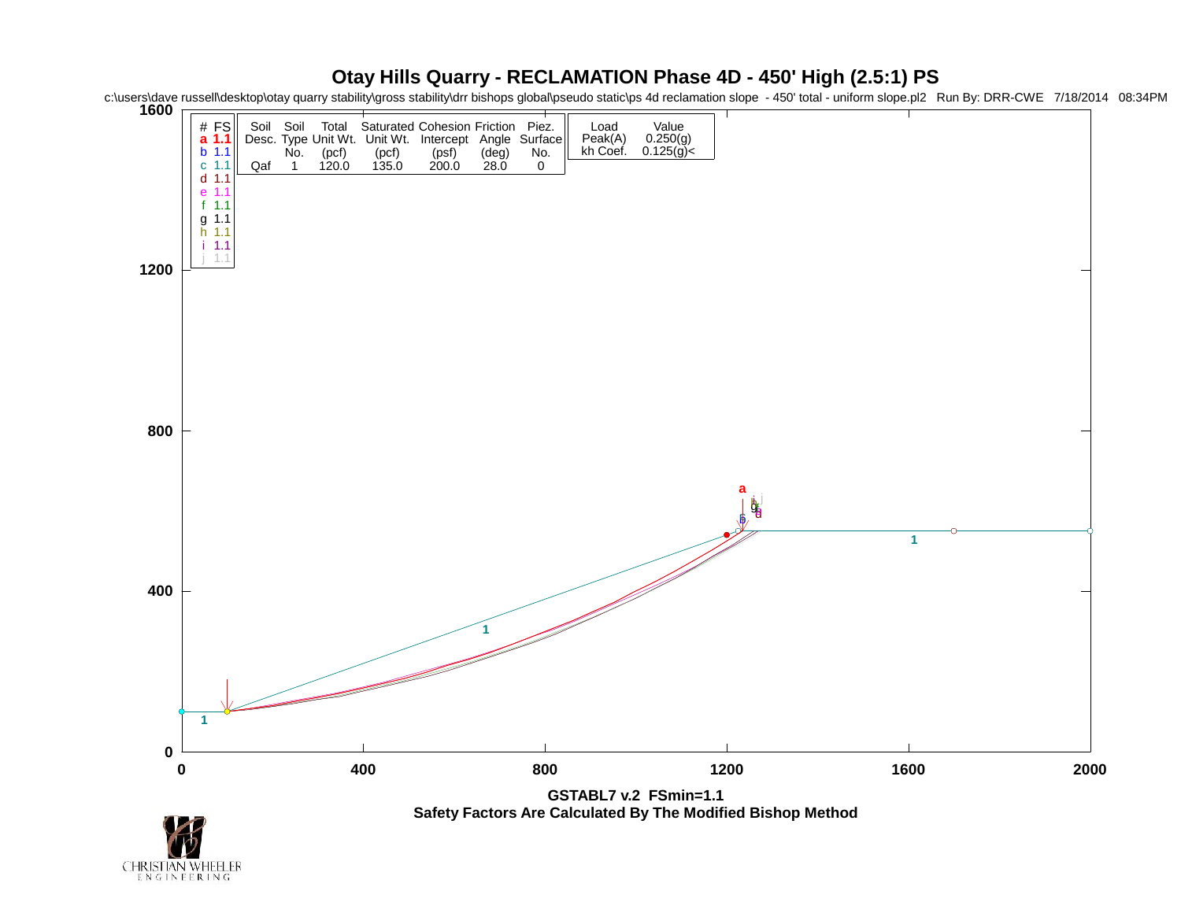# Otay Hills Quarry - RECLAMATION Phase 4D - 450' High (2.5:1) PS

c:\users\dave russell\desktop\otay quarry stability\gross stability\drr bishops global\pseudo static\ps 4d reclamation slope - 450' total - uniform slope.pl2 Run By: DRR-CWE 7/18/2014 08:34PM

| # | FS |
|---|---|
| a | **1.1** |
| b | 1.1 |
| c | 1.1 |
| d | 1.1 |
| e | 1.1 |
| f | 1.1 |
| g | 1.1 |
| h | 1.1 |
| i | 1.1 |
| j | 1.1 |

| Soil Desc. | Soil Type No. | Total Unit Wt. (pcf) | Saturated Unit Wt. (pcf) | Cohesion Intercept (psf) | Friction Angle (deg) | Piez. Surface No. |
|---|---|---|---|---|---|---|
| Qaf | 1 | 120.0 | 135.0 | 200.0 | 28.0 | 0 |

| Load | Value |
|---|---|
| Peak(A) | 0.250(g) |
| kh Coef. | 0.125(g)< |

**GSTABL7 v.2 FSmin=1.1**

**Safety Factors Are Calculated By The Modified Bishop Method**

CHRISTIAN WHEELER ENGINEERING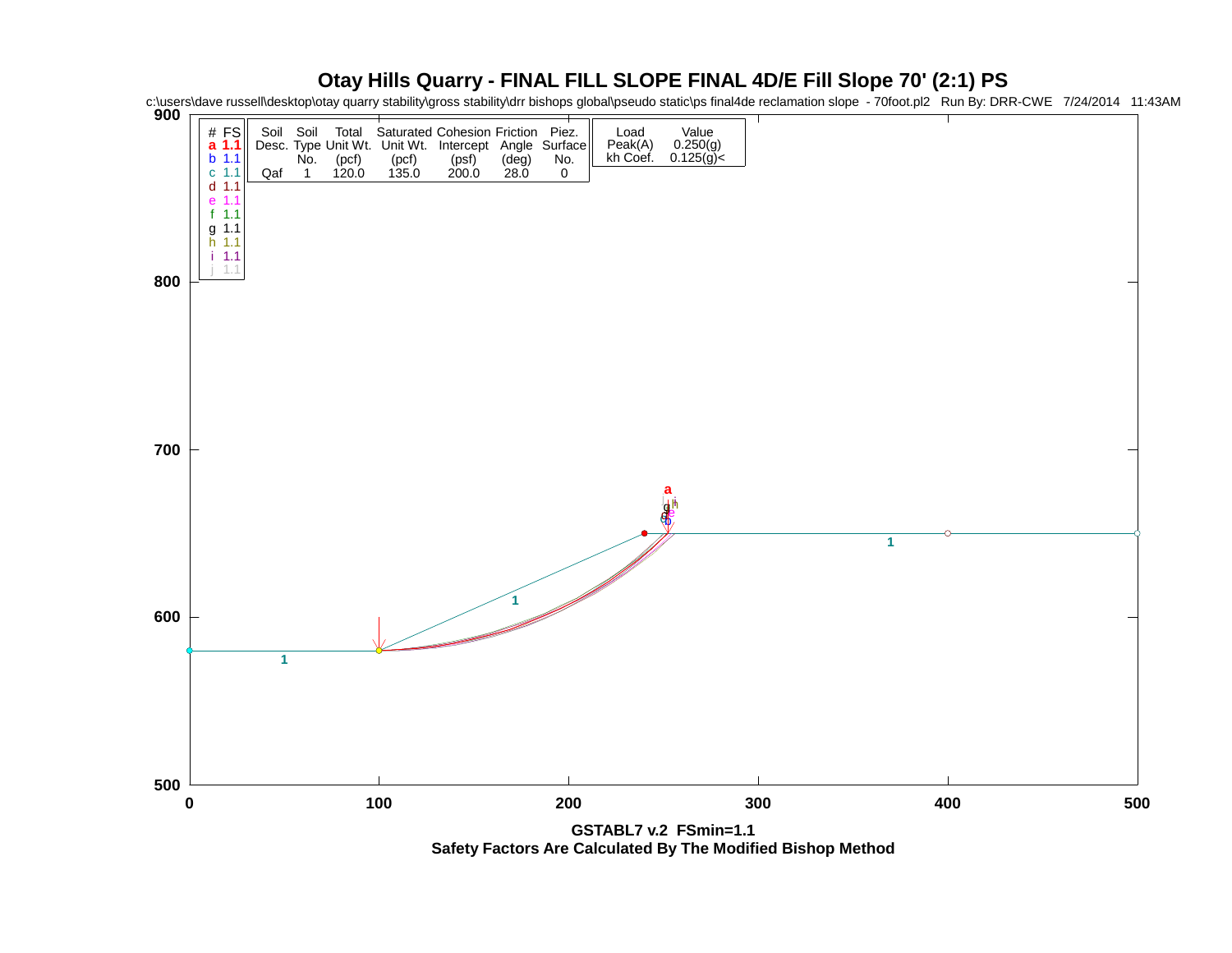# Otay Hills Quarry - FINAL FILL SLOPE FINAL 4D/E Fill Slope 70' (2:1) PS

c:\users\dave russell\desktop\otay quarry stability\gross stability\drr bishops global\pseudo static\ps final4de reclamation slope - 70foot.pl2 Run By: DRR-CWE 7/24/2014 11:43AM

| # | FS |
|---|---|
| a | **1.1** |
| b | 1.1 |
| c | 1.1 |
| d | 1.1 |
| e | 1.1 |
| f | 1.1 |
| g | 1.1 |
| h | 1.1 |
| i | 1.1 |
| j | 1.1 |

| Soil Desc. | Soil Type No. | Total Unit Wt. (pcf) | Saturated Unit Wt. (pcf) | Cohesion Intercept (psf) | Friction Angle (deg) | Piez. Surface No. |
|---|---|---|---|---|---|---|
| Qaf | 1 | 120.0 | 135.0 | 200.0 | 28.0 | 0 |

| Load | Value |
|---|---|
| Peak(A) | 0.250(g) |
| kh Coef. | 0.125(g)< |

**GSTABL7 v.2 FSmin=1.1**

**Safety Factors Are Calculated By The Modified Bishop Method**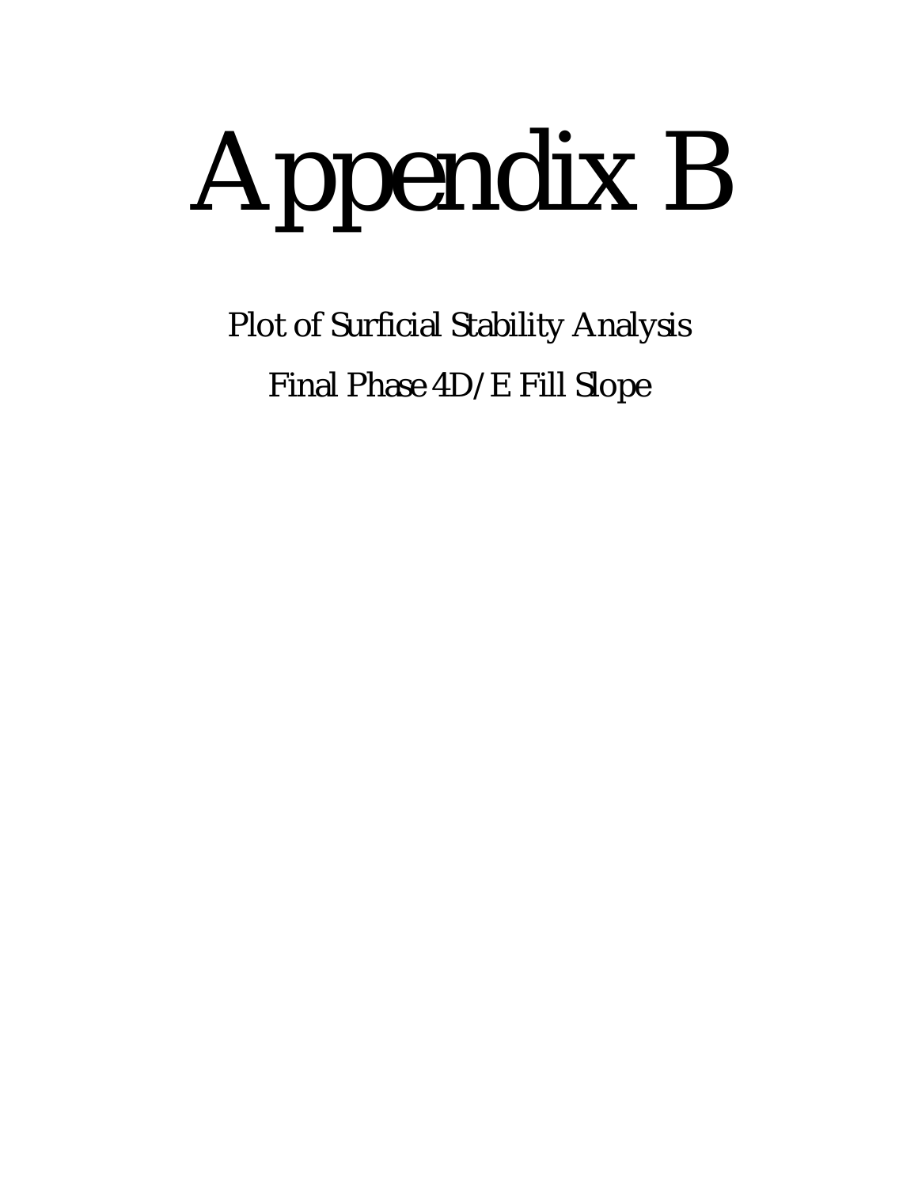# Appendix B

Plot of Surficial Stability Analysis

Final Phase 4D/E Fill Slope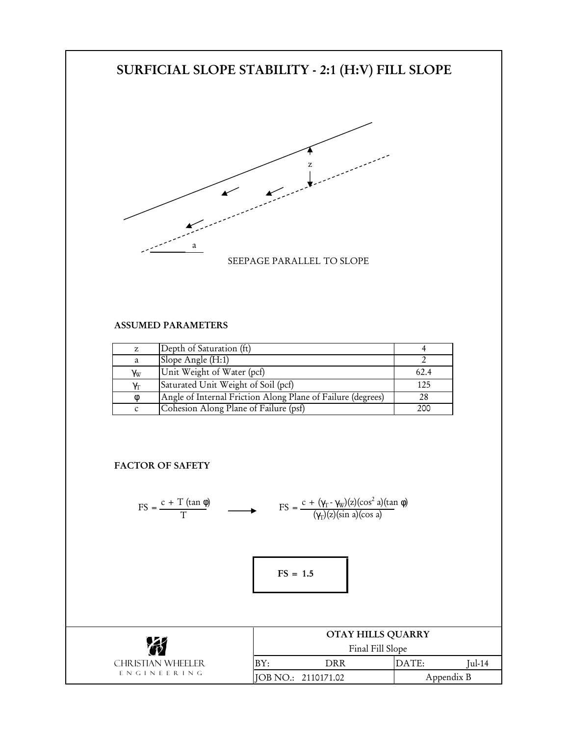# SURFICIAL SLOPE STABILITY - 2:1 (H:V) FILL SLOPE

z

a

SEEPAGE PARALLEL TO SLOPE

### ASSUMED PARAMETERS

| Symbol | Parameter | Value |
|---|---|---|
| z | Depth of Saturation (ft) | 4 |
| a | Slope Angle (H:1) | 2 |
| $\gamma_W$ | Unit Weight of Water (pcf) | 62.4 |
| $\gamma_T$ | Saturated Unit Weight of Soil (pcf) | 125 |
| $\phi$ | Angle of Internal Friction Along Plane of Failure (degrees) | 28 |
| c | Cohesion Along Plane of Failure (psf) | 200 |

### FACTOR OF SAFETY

$$FS = \frac{c + T(\tan\phi)}{T} \longrightarrow FS = \frac{c + (\gamma_T - \gamma_W)(z)(\cos^2 a)(\tan\phi)}{(\gamma_T)(z)(\sin a)(\cos a)}$$

**FS = 1.5**

| CHRISTIAN WHEELER ENGINEERING | OTAY HILLS QUARRY | | | |
|---|---|---|---|---|
| | Final Fill Slope | | | |
| | BY: | DRR | DATE: | Jul-14 |
| | JOB NO.: 2110171.02 | | Appendix B | |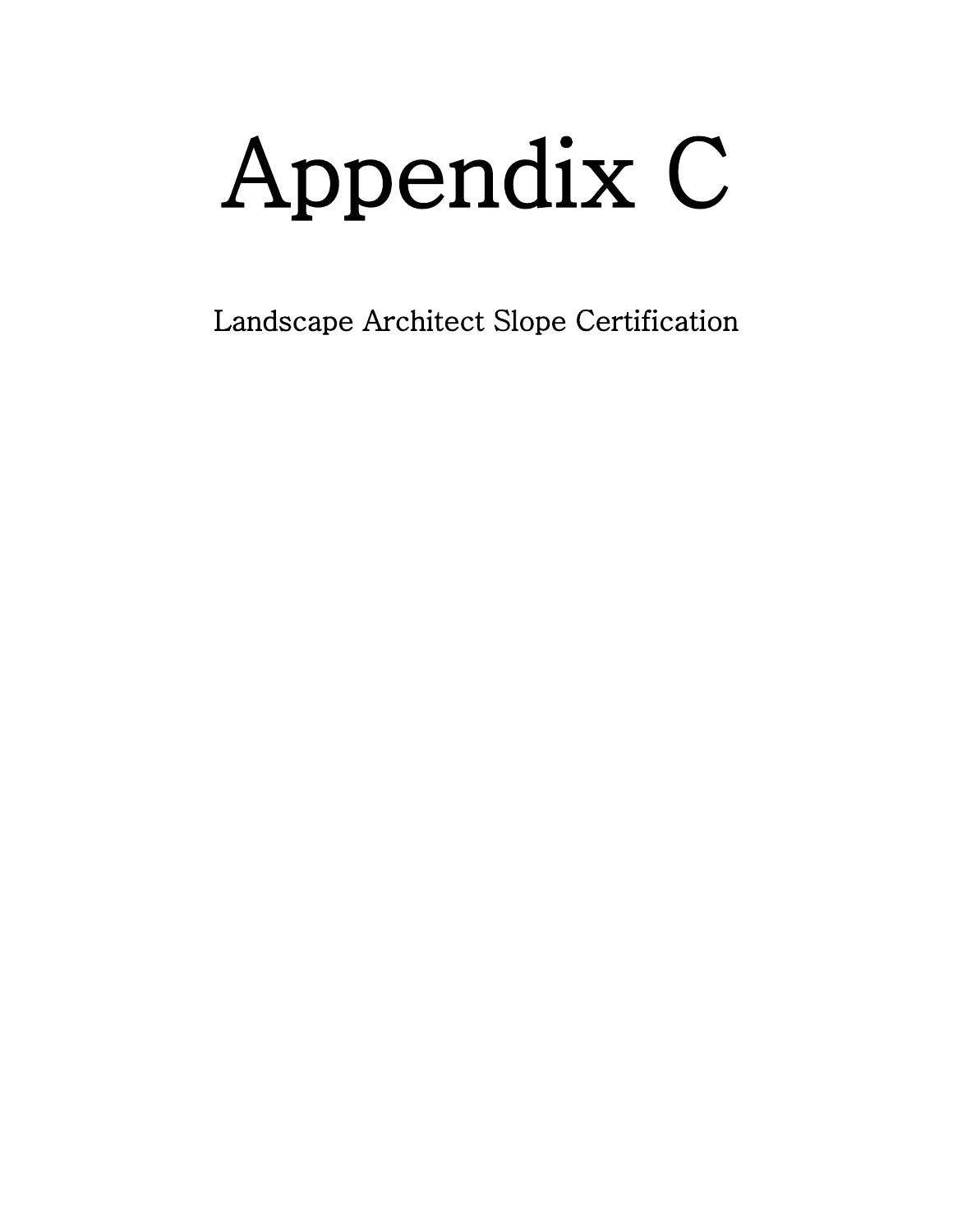# Appendix C

Landscape Architect Slope Certification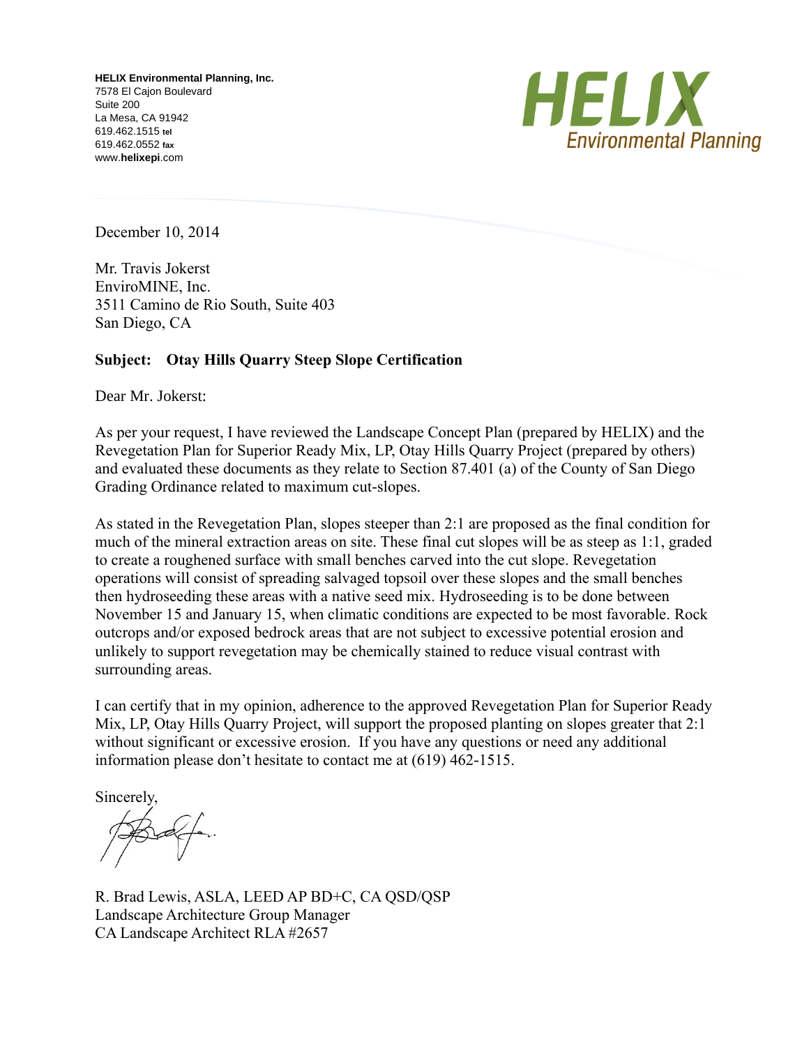**HELIX Environmental Planning, Inc.**
7578 El Cajon Boulevard
Suite 200
La Mesa, CA 91942
619.462.1515 tel
619.462.0552 fax
www.**helixepi**.com

HELIX
Environmental Planning

December 10, 2014

Mr. Travis Jokerst
EnviroMINE, Inc.
3511 Camino de Rio South, Suite 403
San Diego, CA

**Subject: Otay Hills Quarry Steep Slope Certification**

Dear Mr. Jokerst:

As per your request, I have reviewed the Landscape Concept Plan (prepared by HELIX) and the Revegetation Plan for Superior Ready Mix, LP, Otay Hills Quarry Project (prepared by others) and evaluated these documents as they relate to Section 87.401 (a) of the County of San Diego Grading Ordinance related to maximum cut-slopes.

As stated in the Revegetation Plan, slopes steeper than 2:1 are proposed as the final condition for much of the mineral extraction areas on site. These final cut slopes will be as steep as 1:1, graded to create a roughened surface with small benches carved into the cut slope. Revegetation operations will consist of spreading salvaged topsoil over these slopes and the small benches then hydroseeding these areas with a native seed mix. Hydroseeding is to be done between November 15 and January 15, when climatic conditions are expected to be most favorable. Rock outcrops and/or exposed bedrock areas that are not subject to excessive potential erosion and unlikely to support revegetation may be chemically stained to reduce visual contrast with surrounding areas.

I can certify that in my opinion, adherence to the approved Revegetation Plan for Superior Ready Mix, LP, Otay Hills Quarry Project, will support the proposed planting on slopes greater that 2:1 without significant or excessive erosion. If you have any questions or need any additional information please don't hesitate to contact me at (619) 462-1515.

Sincerely,

R. Brad Lewis, ASLA, LEED AP BD+C, CA QSD/QSP
Landscape Architecture Group Manager
CA Landscape Architect RLA #2657